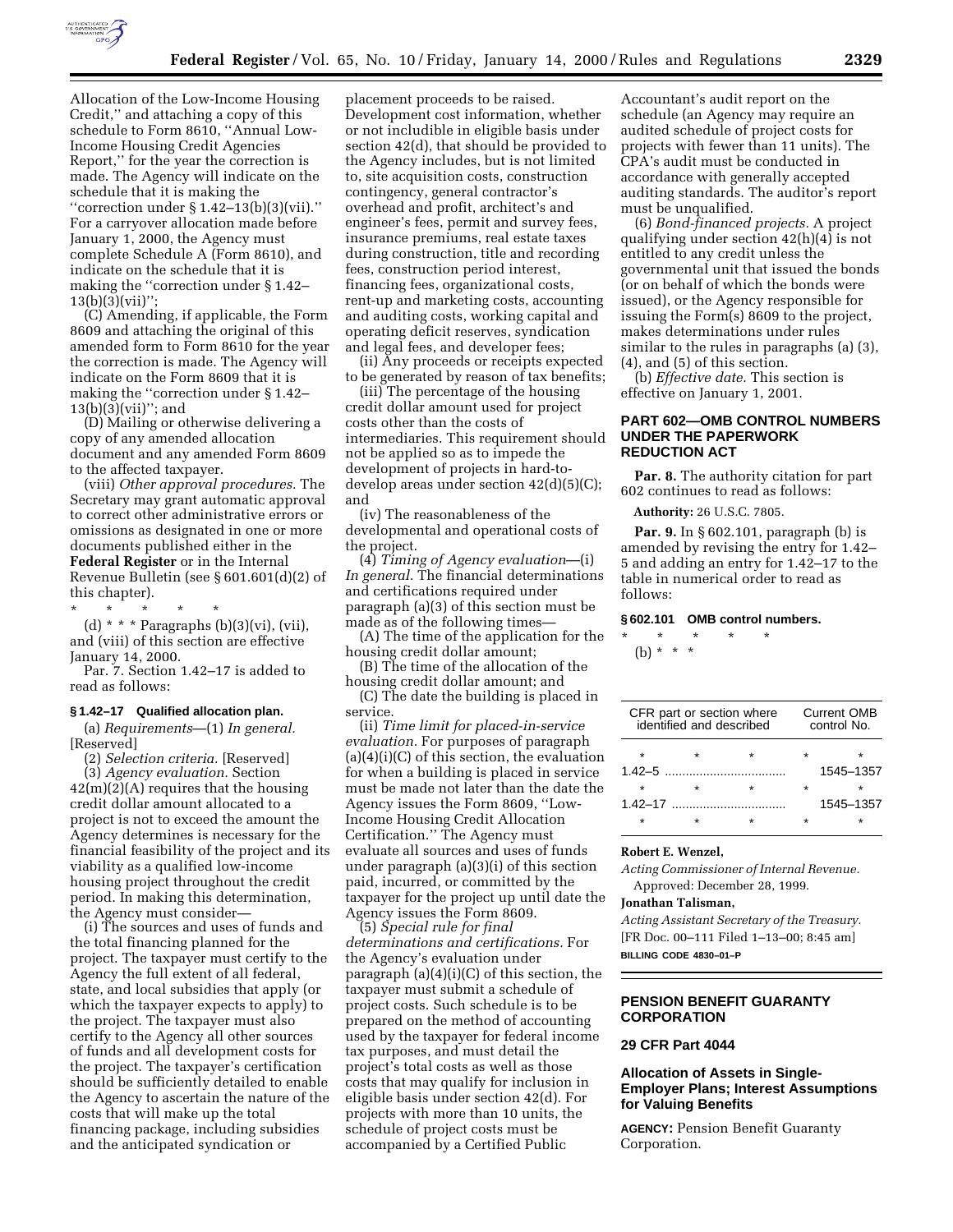Allocation of the Low-Income Housing Credit,'' and attaching a copy of this schedule to Form 8610, ''Annual Low-Income Housing Credit Agencies Report,'' for the year the correction is made. The Agency will indicate on the schedule that it is making the ''correction under § 1.42–13(b)(3)(vii).'' For a carryover allocation made before January 1, 2000, the Agency must complete Schedule A (Form 8610), and indicate on the schedule that it is making the ''correction under § 1.42–13(b)(3)(vii)'';

(C) Amending, if applicable, the Form 8609 and attaching the original of this amended form to Form 8610 for the year the correction is made. The Agency will indicate on the Form 8609 that it is making the ''correction under § 1.42–13(b)(3)(vii)''; and

(D) Mailing or otherwise delivering a copy of any amended allocation document and any amended Form 8609 to the affected taxpayer.

(viii) *Other approval procedures.* The Secretary may grant automatic approval to correct other administrative errors or omissions as designated in one or more documents published either in the **Federal Register** or in the Internal Revenue Bulletin (see § 601.601(d)(2) of this chapter).

\* \* \* \* \*

(d) \* \* \* Paragraphs (b)(3)(vi), (vii), and (viii) of this section are effective January 14, 2000.

Par. 7. Section 1.42–17 is added to read as follows:

**§ 1.42–17 Qualified allocation plan.**

(a) *Requirements*—(1) *In general.* [Reserved]

(2) *Selection criteria.* [Reserved]

(3) *Agency evaluation.* Section 42(m)(2)(A) requires that the housing credit dollar amount allocated to a project is not to exceed the amount the Agency determines is necessary for the financial feasibility of the project and its viability as a qualified low-income housing project throughout the credit period. In making this determination, the Agency must consider—

(i) The sources and uses of funds and the total financing planned for the project. The taxpayer must certify to the Agency the full extent of all federal, state, and local subsidies that apply (or which the taxpayer expects to apply) to the project. The taxpayer must also certify to the Agency all other sources of funds and all development costs for the project. The taxpayer's certification should be sufficiently detailed to enable the Agency to ascertain the nature of the costs that will make up the total financing package, including subsidies and the anticipated syndication or placement proceeds to be raised. Development cost information, whether or not includible in eligible basis under section 42(d), that should be provided to the Agency includes, but is not limited to, site acquisition costs, construction contingency, general contractor's overhead and profit, architect's and engineer's fees, permit and survey fees, insurance premiums, real estate taxes during construction, title and recording fees, construction period interest, financing fees, organizational costs, rent-up and marketing costs, accounting and auditing costs, working capital and operating deficit reserves, syndication and legal fees, and developer fees;

(ii) Any proceeds or receipts expected to be generated by reason of tax benefits;

(iii) The percentage of the housing credit dollar amount used for project costs other than the costs of intermediaries. This requirement should not be applied so as to impede the development of projects in hard-to-develop areas under section 42(d)(5)(C); and

(iv) The reasonableness of the developmental and operational costs of the project.

(4) *Timing of Agency evaluation*—(i) *In general.* The financial determinations and certifications required under paragraph (a)(3) of this section must be made as of the following times—

(A) The time of the application for the housing credit dollar amount;

(B) The time of the allocation of the housing credit dollar amount; and

(C) The date the building is placed in service.

(ii) *Time limit for placed-in-service evaluation.* For purposes of paragraph (a)(4)(i)(C) of this section, the evaluation for when a building is placed in service must be made not later than the date the Agency issues the Form 8609, ''Low-Income Housing Credit Allocation Certification.'' The Agency must evaluate all sources and uses of funds under paragraph (a)(3)(i) of this section paid, incurred, or committed by the taxpayer for the project up until date the Agency issues the Form 8609.

(5) *Special rule for final determinations and certifications.* For the Agency's evaluation under paragraph (a)(4)(i)(C) of this section, the taxpayer must submit a schedule of project costs. Such schedule is to be prepared on the method of accounting used by the taxpayer for federal income tax purposes, and must detail the project's total costs as well as those costs that may qualify for inclusion in eligible basis under section 42(d). For projects with more than 10 units, the schedule of project costs must be accompanied by a Certified Public Accountant's audit report on the schedule (an Agency may require an audited schedule of project costs for projects with fewer than 11 units). The CPA's audit must be conducted in accordance with generally accepted auditing standards. The auditor's report must be unqualified.

(6) *Bond-financed projects.* A project qualifying under section 42(h)(4) is not entitled to any credit unless the governmental unit that issued the bonds (or on behalf of which the bonds were issued), or the Agency responsible for issuing the Form(s) 8609 to the project, makes determinations under rules similar to the rules in paragraphs (a) (3), (4), and (5) of this section.

(b) *Effective date.* This section is effective on January 1, 2001.

## PART 602—OMB CONTROL NUMBERS UNDER THE PAPERWORK REDUCTION ACT

**Par. 8.** The authority citation for part 602 continues to read as follows:

**Authority:** 26 U.S.C. 7805.

**Par. 9.** In § 602.101, paragraph (b) is amended by revising the entry for 1.42–5 and adding an entry for 1.42–17 to the table in numerical order to read as follows:

**§ 602.101 OMB control numbers.**

\* \* \* \* \*

(b) \* \* \*

| CFR part or section where identified and described | Current OMB control No. |
|---|---|
| \* \* \* | \* \* |
| 1.42–5 | 1545–1357 |
| \* \* \* | \* \* |
| 1.42–17 | 1545–1357 |
| \* \* \* | \* \* |

**Robert E. Wenzel,**

*Acting Commissioner of Internal Revenue.*

Approved: December 28, 1999.

**Jonathan Talisman,**

*Acting Assistant Secretary of the Treasury.*

[FR Doc. 00–111 Filed 1–13–00; 8:45 am]

**BILLING CODE 4830–01–P**

## PENSION BENEFIT GUARANTY CORPORATION

## 29 CFR Part 4044

## Allocation of Assets in Single-Employer Plans; Interest Assumptions for Valuing Benefits

**AGENCY:** Pension Benefit Guaranty Corporation.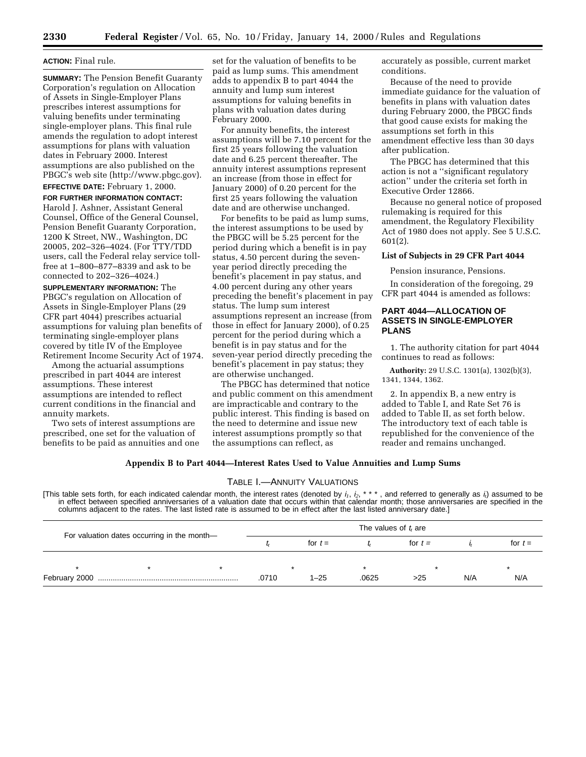**ACTION:** Final rule.

**SUMMARY:** The Pension Benefit Guaranty Corporation's regulation on Allocation of Assets in Single-Employer Plans prescribes interest assumptions for valuing benefits under terminating single-employer plans. This final rule amends the regulation to adopt interest assumptions for plans with valuation dates in February 2000. Interest assumptions are also published on the PBGC's web site (http://www.pbgc.gov).

**EFFECTIVE DATE:** February 1, 2000.

**FOR FURTHER INFORMATION CONTACT:** Harold J. Ashner, Assistant General Counsel, Office of the General Counsel, Pension Benefit Guaranty Corporation, 1200 K Street, NW., Washington, DC 20005, 202–326–4024. (For TTY/TDD users, call the Federal relay service toll-free at 1–800–877–8339 and ask to be connected to 202–326–4024.)

**SUPPLEMENTARY INFORMATION:** The PBGC's regulation on Allocation of Assets in Single-Employer Plans (29 CFR part 4044) prescribes actuarial assumptions for valuing plan benefits of terminating single-employer plans covered by title IV of the Employee Retirement Income Security Act of 1974.

Among the actuarial assumptions prescribed in part 4044 are interest assumptions. These interest assumptions are intended to reflect current conditions in the financial and annuity markets.

Two sets of interest assumptions are prescribed, one set for the valuation of benefits to be paid as annuities and one set for the valuation of benefits to be paid as lump sums. This amendment adds to appendix B to part 4044 the annuity and lump sum interest assumptions for valuing benefits in plans with valuation dates during February 2000.

For annuity benefits, the interest assumptions will be 7.10 percent for the first 25 years following the valuation date and 6.25 percent thereafter. The annuity interest assumptions represent an increase (from those in effect for January 2000) of 0.20 percent for the first 25 years following the valuation date and are otherwise unchanged.

For benefits to be paid as lump sums, the interest assumptions to be used by the PBGC will be 5.25 percent for the period during which a benefit is in pay status, 4.50 percent during the seven-year period directly preceding the benefit's placement in pay status, and 4.00 percent during any other years preceding the benefit's placement in pay status. The lump sum interest assumptions represent an increase (from those in effect for January 2000), of 0.25 percent for the period during which a benefit is in pay status and for the seven-year period directly preceding the benefit's placement in pay status; they are otherwise unchanged.

The PBGC has determined that notice and public comment on this amendment are impracticable and contrary to the public interest. This finding is based on the need to determine and issue new interest assumptions promptly so that the assumptions can reflect, as accurately as possible, current market conditions.

Because of the need to provide immediate guidance for the valuation of benefits in plans with valuation dates during February 2000, the PBGC finds that good cause exists for making the assumptions set forth in this amendment effective less than 30 days after publication.

The PBGC has determined that this action is not a ''significant regulatory action'' under the criteria set forth in Executive Order 12866.

Because no general notice of proposed rulemaking is required for this amendment, the Regulatory Flexibility Act of 1980 does not apply. See 5 U.S.C. 601(2).

**List of Subjects in 29 CFR Part 4044**

Pension insurance, Pensions.

In consideration of the foregoing, 29 CFR part 4044 is amended as follows:

## PART 4044—ALLOCATION OF ASSETS IN SINGLE-EMPLOYER PLANS

1. The authority citation for part 4044 continues to read as follows:

**Authority:** 29 U.S.C. 1301(a), 1302(b)(3), 1341, 1344, 1362.

2. In appendix B, a new entry is added to Table I, and Rate Set 76 is added to Table II, as set forth below. The introductory text of each table is republished for the convenience of the reader and remains unchanged.

### Appendix B to Part 4044—Interest Rates Used to Value Annuities and Lump Sums

TABLE I.—ANNUITY VALUATIONS

[This table sets forth, for each indicated calendar month, the interest rates (denoted by $i_1$, $i_2$, * * * , and referred to generally as $i_t$) assumed to be in effect between specified anniversaries of a valuation date that occurs within that calendar month; those anniversaries are specified in the columns adjacent to the rates. The last listed rate is assumed to be in effect after the last listed anniversary date.]

| For valuation dates occurring in the month— | The values of $i_t$ are | | | | | |
|---|---|---|---|---|---|---|
| | $i_t$ | for $t =$ | $i_t$ | for $t =$ | $i_t$ | for $t =$ |
| * * * | * | | * | | * | |
| February 2000 | .0710 | 1–25 | .0625 | >25 | N/A | N/A |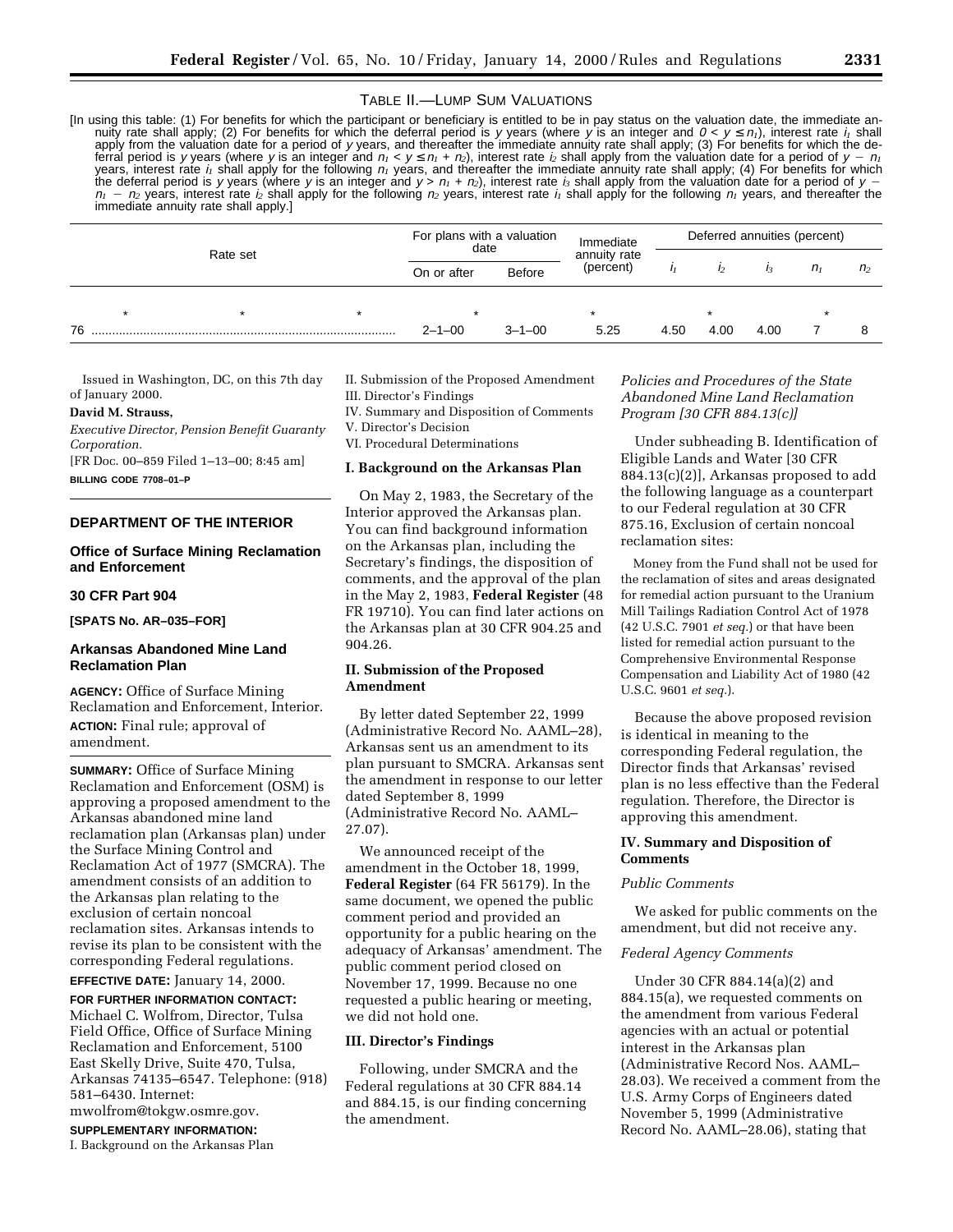TABLE II.—LUMP SUM VALUATIONS

[In using this table: (1) For benefits for which the participant or beneficiary is entitled to be in pay status on the valuation date, the immediate annuity rate shall apply; (2) For benefits for which the deferral period is $y$ years (where $y$ is an integer and $0 < y \leq n_1$), interest rate $i_1$ shall apply from the valuation date for a period of $y$ years, and thereafter the immediate annuity rate shall apply; (3) For benefits for which the deferral period is $y$ years (where $y$ is an integer and $n_1 < y \leq n_1 + n_2$), interest rate $i_2$ shall apply from the valuation date for a period of $y - n_1$ years, interest rate $i_1$ shall apply for the following $n_1$ years, and thereafter the immediate annuity rate shall apply; (4) For benefits for which the deferral period is $y$ years (where $y$ is an integer and $y > n_1 + n_2$), interest rate $i_3$ shall apply from the valuation date for a period of $y - n_1 - n_2$ years, interest rate $i_2$ shall apply for the following $n_2$ years, interest rate $i_1$ shall apply for the following $n_1$ years, and thereafter the immediate annuity rate shall apply.]

| Rate set | For plans with a valuation date | | Immediate annuity rate (percent) | Deferred annuities (percent) | | | | |
|---|---|---|---|---|---|---|---|---|
| | On or after | Before | | $i_1$ | $i_2$ | $i_3$ | $n_1$ | $n_2$ |
| * * * | * | | * | | * | | * | |
| 76 | 2–1–00 | 3–1–00 | 5.25 | 4.50 | 4.00 | 4.00 | 7 | 8 |

Issued in Washington, DC, on this 7th day of January 2000.

**David M. Strauss,**

*Executive Director, Pension Benefit Guaranty Corporation.*

[FR Doc. 00–859 Filed 1–13–00; 8:45 am]

**BILLING CODE 7708–01–P**

---

## DEPARTMENT OF THE INTERIOR

### Office of Surface Mining Reclamation and Enforcement

### 30 CFR Part 904

### [SPATS No. AR–035–FOR]

### Arkansas Abandoned Mine Land Reclamation Plan

**AGENCY:** Office of Surface Mining Reclamation and Enforcement, Interior.

**ACTION:** Final rule; approval of amendment.

**SUMMARY:** Office of Surface Mining Reclamation and Enforcement (OSM) is approving a proposed amendment to the Arkansas abandoned mine land reclamation plan (Arkansas plan) under the Surface Mining Control and Reclamation Act of 1977 (SMCRA). The amendment consists of an addition to the Arkansas plan relating to the exclusion of certain noncoal reclamation sites. Arkansas intends to revise its plan to be consistent with the corresponding Federal regulations.

**EFFECTIVE DATE:** January 14, 2000.

**FOR FURTHER INFORMATION CONTACT:** Michael C. Wolfrom, Director, Tulsa Field Office, Office of Surface Mining Reclamation and Enforcement, 5100 East Skelly Drive, Suite 470, Tulsa, Arkansas 74135–6547. Telephone: (918) 581–6430. Internet: mwolfrom@tokgw.osmre.gov.

**SUPPLEMENTARY INFORMATION:**

I. Background on the Arkansas Plan
II. Submission of the Proposed Amendment
III. Director's Findings
IV. Summary and Disposition of Comments
V. Director's Decision
VI. Procedural Determinations

#### I. Background on the Arkansas Plan

On May 2, 1983, the Secretary of the Interior approved the Arkansas plan. You can find background information on the Arkansas plan, including the Secretary's findings, the disposition of comments, and the approval of the plan in the May 2, 1983, **Federal Register** (48 FR 19710). You can find later actions on the Arkansas plan at 30 CFR 904.25 and 904.26.

#### II. Submission of the Proposed Amendment

By letter dated September 22, 1999 (Administrative Record No. AAML–28), Arkansas sent us an amendment to its plan pursuant to SMCRA. Arkansas sent the amendment in response to our letter dated September 8, 1999 (Administrative Record No. AAML–27.07).

We announced receipt of the amendment in the October 18, 1999, **Federal Register** (64 FR 56179). In the same document, we opened the public comment period and provided an opportunity for a public hearing on the adequacy of Arkansas' amendment. The public comment period closed on November 17, 1999. Because no one requested a public hearing or meeting, we did not hold one.

#### III. Director's Findings

Following, under SMCRA and the Federal regulations at 30 CFR 884.14 and 884.15, is our finding concerning the amendment.

*Policies and Procedures of the State Abandoned Mine Land Reclamation Program [30 CFR 884.13(c)]*

Under subheading B. Identification of Eligible Lands and Water [30 CFR 884.13(c)(2)], Arkansas proposed to add the following language as a counterpart to our Federal regulation at 30 CFR 875.16, Exclusion of certain noncoal reclamation sites:

> Money from the Fund shall not be used for the reclamation of sites and areas designated for remedial action pursuant to the Uranium Mill Tailings Radiation Control Act of 1978 (42 U.S.C. 7901 *et seq.*) or that have been listed for remedial action pursuant to the Comprehensive Environmental Response Compensation and Liability Act of 1980 (42 U.S.C. 9601 *et seq.*).

Because the above proposed revision is identical in meaning to the corresponding Federal regulation, the Director finds that Arkansas' revised plan is no less effective than the Federal regulation. Therefore, the Director is approving this amendment.

#### IV. Summary and Disposition of Comments

*Public Comments*

We asked for public comments on the amendment, but did not receive any.

*Federal Agency Comments*

Under 30 CFR 884.14(a)(2) and 884.15(a), we requested comments on the amendment from various Federal agencies with an actual or potential interest in the Arkansas plan (Administrative Record Nos. AAML–28.03). We received a comment from the U.S. Army Corps of Engineers dated November 5, 1999 (Administrative Record No. AAML–28.06), stating that